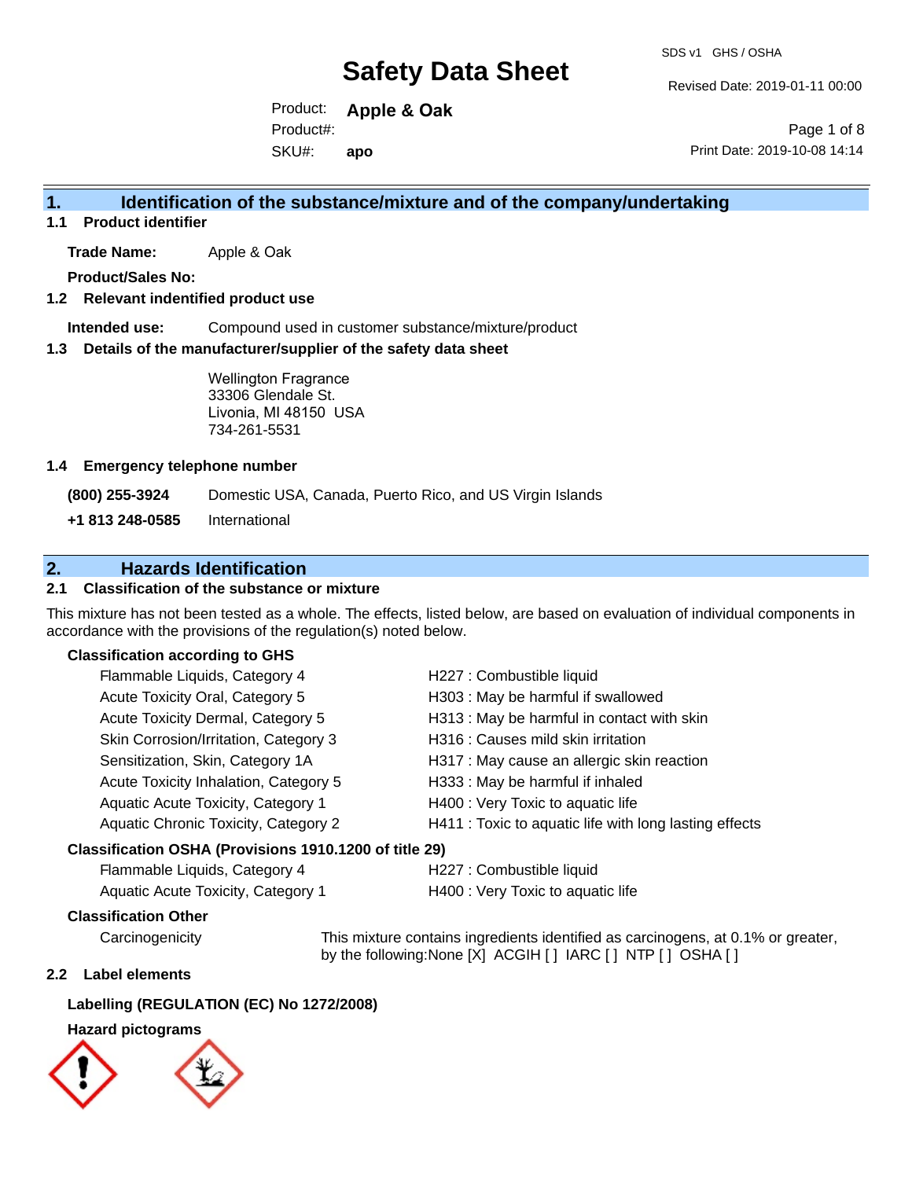# Safety Data Sheet

SDS v1 GHS / OSHA

Revised Date: 2019-01-11 00:00

Product: **Apple & Oak**

Product#:

SKU#: **apo**

Print Date: 2019-10-08 14:14

## 1. Identification of the substance/mixture and of the company/undertaking

### 1.1 Product identifier

**Trade Name:** Apple & Oak

**Product/Sales No:**

### 1.2 Relevant indentified product use

**Intended use:** Compound used in customer substance/mixture/product

### 1.3 Details of the manufacturer/supplier of the safety data sheet

Wellington Fragrance
33306 Glendale St.
Livonia, MI 48150 USA
734-261-5531

### 1.4 Emergency telephone number

**(800) 255-3924** Domestic USA, Canada, Puerto Rico, and US Virgin Islands

**+1 813 248-0585** International

## 2. Hazards Identification

### 2.1 Classification of the substance or mixture

This mixture has not been tested as a whole. The effects, listed below, are based on evaluation of individual components in accordance with the provisions of the regulation(s) noted below.

**Classification according to GHS**

| | |
|---|---|
| Flammable Liquids, Category 4 | H227 : Combustible liquid |
| Acute Toxicity Oral, Category 5 | H303 : May be harmful if swallowed |
| Acute Toxicity Dermal, Category 5 | H313 : May be harmful in contact with skin |
| Skin Corrosion/Irritation, Category 3 | H316 : Causes mild skin irritation |
| Sensitization, Skin, Category 1A | H317 : May cause an allergic skin reaction |
| Acute Toxicity Inhalation, Category 5 | H333 : May be harmful if inhaled |
| Aquatic Acute Toxicity, Category 1 | H400 : Very Toxic to aquatic life |
| Aquatic Chronic Toxicity, Category 2 | H411 : Toxic to aquatic life with long lasting effects |

**Classification OSHA (Provisions 1910.1200 of title 29)**

| | |
|---|---|
| Flammable Liquids, Category 4 | H227 : Combustible liquid |
| Aquatic Acute Toxicity, Category 1 | H400 : Very Toxic to aquatic life |

**Classification Other**

Carcinogenicity: This mixture contains ingredients identified as carcinogens, at 0.1% or greater, by the following:None [X] ACGIH [ ] IARC [ ] NTP [ ] OSHA [ ]

### 2.2 Label elements

**Labelling (REGULATION (EC) No 1272/2008)**

**Hazard pictograms**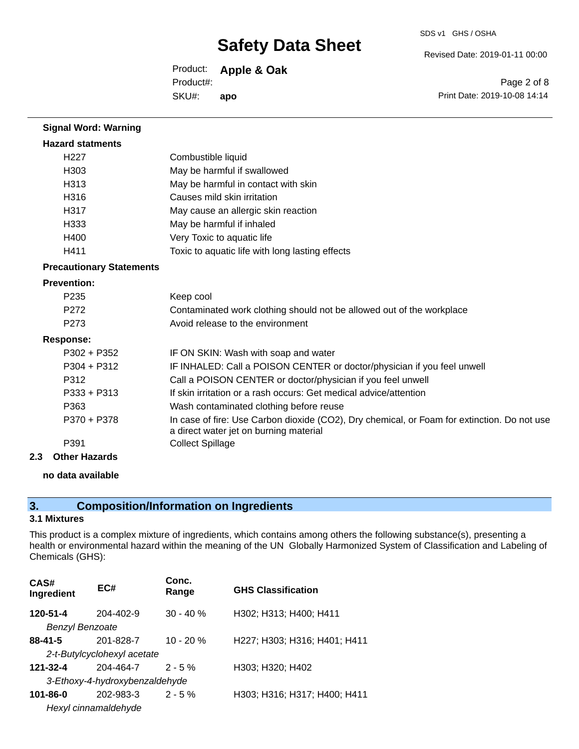**Signal Word: Warning**

**Hazard statments**

| | |
|---|---|
| H227 | Combustible liquid |
| H303 | May be harmful if swallowed |
| H313 | May be harmful in contact with skin |
| H316 | Causes mild skin irritation |
| H317 | May cause an allergic skin reaction |
| H333 | May be harmful if inhaled |
| H400 | Very Toxic to aquatic life |
| H411 | Toxic to aquatic life with long lasting effects |

**Precautionary Statements**

**Prevention:**

| | |
|---|---|
| P235 | Keep cool |
| P272 | Contaminated work clothing should not be allowed out of the workplace |
| P273 | Avoid release to the environment |

**Response:**

| | |
|---|---|
| P302 + P352 | IF ON SKIN: Wash with soap and water |
| P304 + P312 | IF INHALED: Call a POISON CENTER or doctor/physician if you feel unwell |
| P312 | Call a POISON CENTER or doctor/physician if you feel unwell |
| P333 + P313 | If skin irritation or a rash occurs: Get medical advice/attention |
| P363 | Wash contaminated clothing before reuse |
| P370 + P378 | In case of fire: Use Carbon dioxide ($CO_2$), Dry chemical, or Foam for extinction. Do not use a direct water jet on burning material |
| P391 | Collect Spillage |

**2.3 Other Hazards**

**no data available**

## 3. Composition/Information on Ingredients

### 3.1 Mixtures

This product is a complex mixture of ingredients, which contains among others the following substance(s), presenting a health or environmental hazard within the meaning of the UN Globally Harmonized System of Classification and Labeling of Chemicals (GHS):

| CAS# Ingredient | EC# | Conc. Range | GHS Classification |
|---|---|---|---|
| **120-51-4** | 204-402-9 | 30 - 40 % | H302; H313; H400; H411 |
| *Benzyl Benzoate* | | | |
| **88-41-5** | 201-828-7 | 10 - 20 % | H227; H303; H316; H401; H411 |
| *2-t-Butylcyclohexyl acetate* | | | |
| **121-32-4** | 204-464-7 | 2 - 5 % | H303; H320; H402 |
| *3-Ethoxy-4-hydroxybenzaldehyde* | | | |
| **101-86-0** | 202-983-3 | 2 - 5 % | H303; H316; H317; H400; H411 |
| *Hexyl cinnamaldehyde* | | | |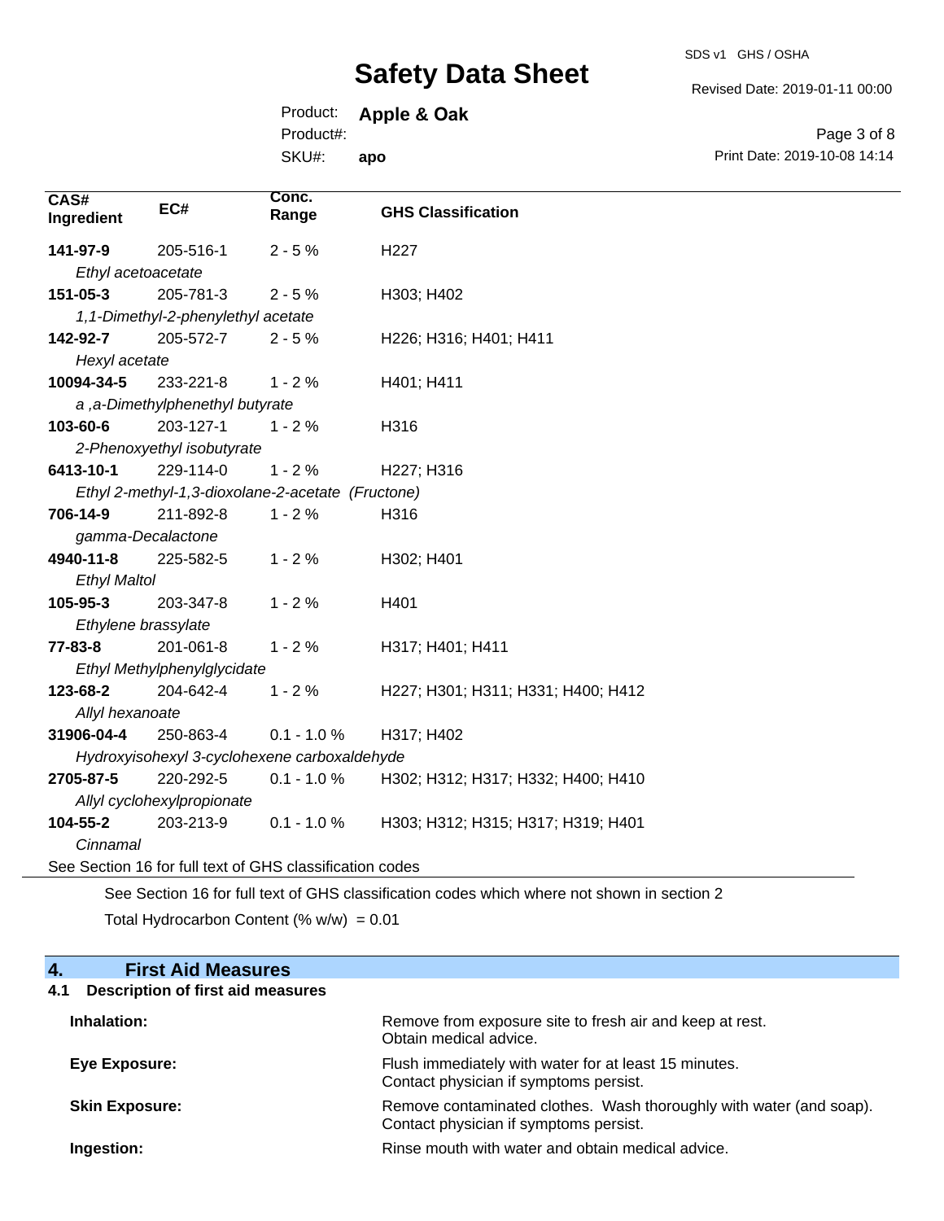| CAS# Ingredient | EC# | Conc. Range | GHS Classification |
|---|---|---|---|
| **141-97-9** | 205-516-1 | 2 - 5 % | H227 |
| *Ethyl acetoacetate* | | | |
| **151-05-3** | 205-781-3 | 2 - 5 % | H303; H402 |
| *1,1-Dimethyl-2-phenylethyl acetate* | | | |
| **142-92-7** | 205-572-7 | 2 - 5 % | H226; H316; H401; H411 |
| *Hexyl acetate* | | | |
| **10094-34-5** | 233-221-8 | 1 - 2 % | H401; H411 |
| *a ,a-Dimethylphenethyl butyrate* | | | |
| **103-60-6** | 203-127-1 | 1 - 2 % | H316 |
| *2-Phenoxyethyl isobutyrate* | | | |
| **6413-10-1** | 229-114-0 | 1 - 2 % | H227; H316 |
| *Ethyl 2-methyl-1,3-dioxolane-2-acetate (Fructone)* | | | |
| **706-14-9** | 211-892-8 | 1 - 2 % | H316 |
| *gamma-Decalactone* | | | |
| **4940-11-8** | 225-582-5 | 1 - 2 % | H302; H401 |
| *Ethyl Maltol* | | | |
| **105-95-3** | 203-347-8 | 1 - 2 % | H401 |
| *Ethylene brassylate* | | | |
| **77-83-8** | 201-061-8 | 1 - 2 % | H317; H401; H411 |
| *Ethyl Methylphenylglycidate* | | | |
| **123-68-2** | 204-642-4 | 1 - 2 % | H227; H301; H311; H331; H400; H412 |
| *Allyl hexanoate* | | | |
| **31906-04-4** | 250-863-4 | 0.1 - 1.0 % | H317; H402 |
| *Hydroxyisohexyl 3-cyclohexene carboxaldehyde* | | | |
| **2705-87-5** | 220-292-5 | 0.1 - 1.0 % | H302; H312; H317; H332; H400; H410 |
| *Allyl cyclohexylpropionate* | | | |
| **104-55-2** | 203-213-9 | 0.1 - 1.0 % | H303; H312; H315; H317; H319; H401 |
| *Cinnamal* | | | |

See Section 16 for full text of GHS classification codes

See Section 16 for full text of GHS classification codes which where not shown in section 2

Total Hydrocarbon Content (% w/w) = 0.01

## 4. First Aid Measures

### 4.1 Description of first aid measures

**Inhalation:** Remove from exposure site to fresh air and keep at rest. Obtain medical advice.

**Eye Exposure:** Flush immediately with water for at least 15 minutes. Contact physician if symptoms persist.

**Skin Exposure:** Remove contaminated clothes. Wash thoroughly with water (and soap). Contact physician if symptoms persist.

**Ingestion:** Rinse mouth with water and obtain medical advice.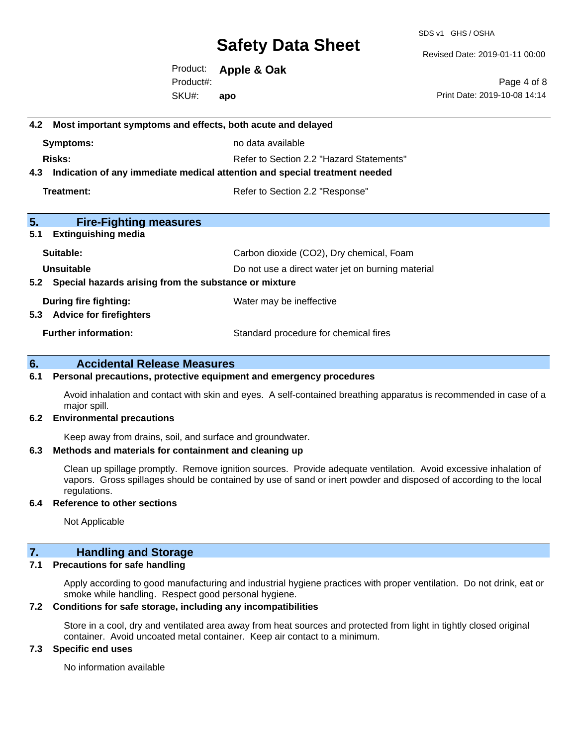### 4.2 Most important symptoms and effects, both acute and delayed

**Symptoms:** no data available

**Risks:** Refer to Section 2.2 "Hazard Statements"

### 4.3 Indication of any immediate medical attention and special treatment needed

**Treatment:** Refer to Section 2.2 "Response"

## 5. Fire-Fighting measures

### 5.1 Extinguishing media

**Suitable:** Carbon dioxide ($CO_2$), Dry chemical, Foam

**Unsuitable** Do not use a direct water jet on burning material

### 5.2 Special hazards arising from the substance or mixture

**During fire fighting:** Water may be ineffective

### 5.3 Advice for firefighters

**Further information:** Standard procedure for chemical fires

## 6. Accidental Release Measures

### 6.1 Personal precautions, protective equipment and emergency procedures

Avoid inhalation and contact with skin and eyes. A self-contained breathing apparatus is recommended in case of a major spill.

### 6.2 Environmental precautions

Keep away from drains, soil, and surface and groundwater.

### 6.3 Methods and materials for containment and cleaning up

Clean up spillage promptly. Remove ignition sources. Provide adequate ventilation. Avoid excessive inhalation of vapors. Gross spillages should be contained by use of sand or inert powder and disposed of according to the local regulations.

### 6.4 Reference to other sections

Not Applicable

## 7. Handling and Storage

### 7.1 Precautions for safe handling

Apply according to good manufacturing and industrial hygiene practices with proper ventilation. Do not drink, eat or smoke while handling. Respect good personal hygiene.

### 7.2 Conditions for safe storage, including any incompatibilities

Store in a cool, dry and ventilated area away from heat sources and protected from light in tightly closed original container. Avoid uncoated metal container. Keep air contact to a minimum.

### 7.3 Specific end uses

No information available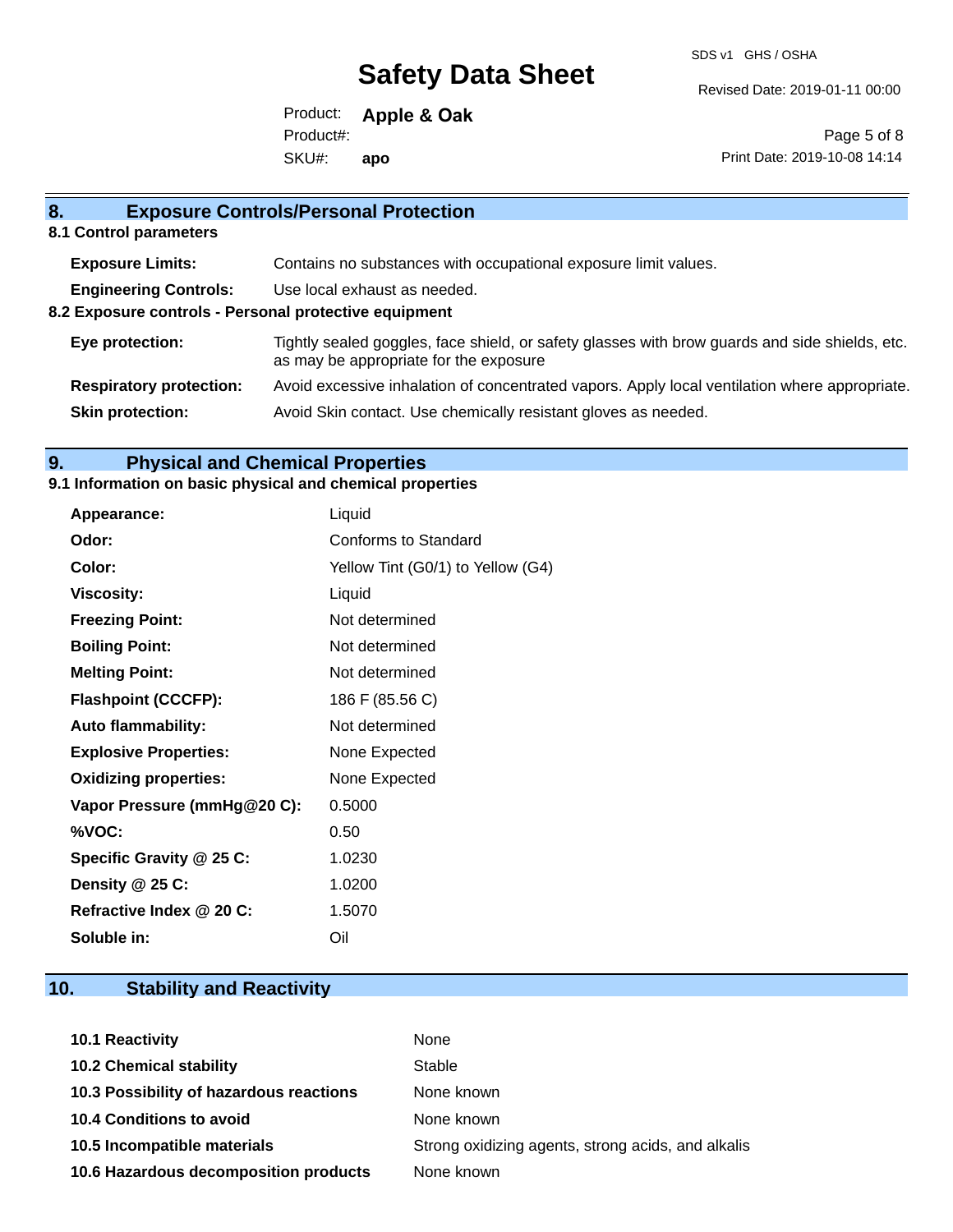## 8. Exposure Controls/Personal Protection

### 8.1 Control parameters

| | |
|---|---|
| **Exposure Limits:** | Contains no substances with occupational exposure limit values. |
| **Engineering Controls:** | Use local exhaust as needed. |

### 8.2 Exposure controls - Personal protective equipment

| | |
|---|---|
| **Eye protection:** | Tightly sealed goggles, face shield, or safety glasses with brow guards and side shields, etc. as may be appropriate for the exposure |
| **Respiratory protection:** | Avoid excessive inhalation of concentrated vapors. Apply local ventilation where appropriate. |
| **Skin protection:** | Avoid Skin contact. Use chemically resistant gloves as needed. |

## 9. Physical and Chemical Properties

### 9.1 Information on basic physical and chemical properties

| | |
|---|---|
| **Appearance:** | Liquid |
| **Odor:** | Conforms to Standard |
| **Color:** | Yellow Tint (G0/1) to Yellow (G4) |
| **Viscosity:** | Liquid |
| **Freezing Point:** | Not determined |
| **Boiling Point:** | Not determined |
| **Melting Point:** | Not determined |
| **Flashpoint (CCCFP):** | 186 F (85.56 C) |
| **Auto flammability:** | Not determined |
| **Explosive Properties:** | None Expected |
| **Oxidizing properties:** | None Expected |
| **Vapor Pressure (mmHg@20 C):** | 0.5000 |
| **%VOC:** | 0.50 |
| **Specific Gravity @ 25 C:** | 1.0230 |
| **Density @ 25 C:** | 1.0200 |
| **Refractive Index @ 20 C:** | 1.5070 |
| **Soluble in:** | Oil |

## 10. Stability and Reactivity

| | |
|---|---|
| **10.1 Reactivity** | None |
| **10.2 Chemical stability** | Stable |
| **10.3 Possibility of hazardous reactions** | None known |
| **10.4 Conditions to avoid** | None known |
| **10.5 Incompatible materials** | Strong oxidizing agents, strong acids, and alkalis |
| **10.6 Hazardous decomposition products** | None known |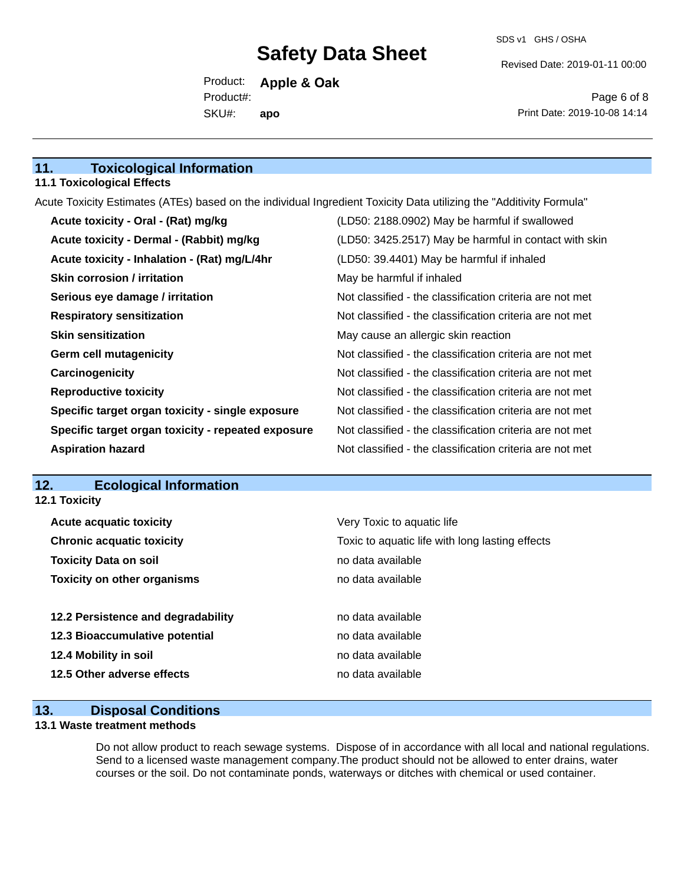## 11. Toxicological Information

### 11.1 Toxicological Effects

Acute Toxicity Estimates (ATEs) based on the individual Ingredient Toxicity Data utilizing the "Additivity Formula"

| | |
|---|---|
| **Acute toxicity - Oral - (Rat) mg/kg** | (LD50: 2188.0902) May be harmful if swallowed |
| **Acute toxicity - Dermal - (Rabbit) mg/kg** | (LD50: 3425.2517) May be harmful in contact with skin |
| **Acute toxicity - Inhalation - (Rat) mg/L/4hr** | (LD50: 39.4401) May be harmful if inhaled |
| **Skin corrosion / irritation** | May be harmful if inhaled |
| **Serious eye damage / irritation** | Not classified - the classification criteria are not met |
| **Respiratory sensitization** | Not classified - the classification criteria are not met |
| **Skin sensitization** | May cause an allergic skin reaction |
| **Germ cell mutagenicity** | Not classified - the classification criteria are not met |
| **Carcinogenicity** | Not classified - the classification criteria are not met |
| **Reproductive toxicity** | Not classified - the classification criteria are not met |
| **Specific target organ toxicity - single exposure** | Not classified - the classification criteria are not met |
| **Specific target organ toxicity - repeated exposure** | Not classified - the classification criteria are not met |
| **Aspiration hazard** | Not classified - the classification criteria are not met |

## 12. Ecological Information

### 12.1 Toxicity

| | |
|---|---|
| **Acute acquatic toxicity** | Very Toxic to aquatic life |
| **Chronic acquatic toxicity** | Toxic to aquatic life with long lasting effects |
| **Toxicity Data on soil** | no data available |
| **Toxicity on other organisms** | no data available |

| | |
|---|---|
| **12.2 Persistence and degradability** | no data available |
| **12.3 Bioaccumulative potential** | no data available |
| **12.4 Mobility in soil** | no data available |
| **12.5 Other adverse effects** | no data available |

## 13. Disposal Conditions

### 13.1 Waste treatment methods

Do not allow product to reach sewage systems. Dispose of in accordance with all local and national regulations. Send to a licensed waste management company.The product should not be allowed to enter drains, water courses or the soil. Do not contaminate ponds, waterways or ditches with chemical or used container.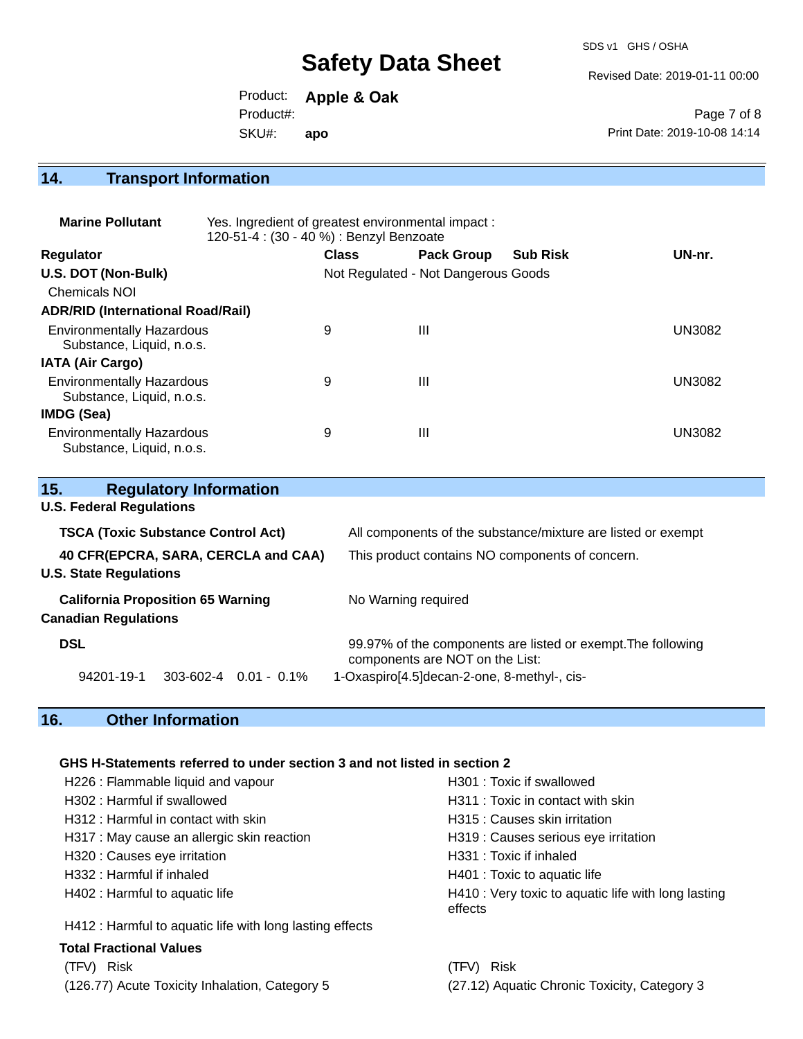## 14. Transport Information

**Marine Pollutant** Yes. Ingredient of greatest environmental impact : 120-51-4 : (30 - 40 %) : Benzyl Benzoate

| Regulator | Class | Pack Group | Sub Risk | UN-nr. |
|---|---|---|---|---|
| **U.S. DOT (Non-Bulk)** | Not Regulated - Not Dangerous Goods | | | |
| Chemicals NOI | | | | |
| **ADR/RID (International Road/Rail)** | | | | |
| Environmentally Hazardous Substance, Liquid, n.o.s. | 9 | III | | UN3082 |
| **IATA (Air Cargo)** | | | | |
| Environmentally Hazardous Substance, Liquid, n.o.s. | 9 | III | | UN3082 |
| **IMDG (Sea)** | | | | |
| Environmentally Hazardous Substance, Liquid, n.o.s. | 9 | III | | UN3082 |

## 15. Regulatory Information

**U.S. Federal Regulations**

| | |
|---|---|
| **TSCA (Toxic Substance Control Act)** | All components of the substance/mixture are listed or exempt |
| **40 CFR(EPCRA, SARA, CERCLA and CAA)** | This product contains NO components of concern. |

**U.S. State Regulations**

| | |
|---|---|
| **California Proposition 65 Warning** | No Warning required |

**Canadian Regulations**

**DSL** 99.97% of the components are listed or exempt.The following components are NOT on the List:

| CAS | EINECS | Concentration | Name |
|---|---|---|---|
| 94201-19-1 | 303-602-4 | 0.01 - 0.1% | 1-Oxaspiro[4.5]decan-2-one, 8-methyl-, cis- |

## 16. Other Information

**GHS H-Statements referred to under section 3 and not listed in section 2**

| | |
|---|---|
| H226 : Flammable liquid and vapour | H301 : Toxic if swallowed |
| H302 : Harmful if swallowed | H311 : Toxic in contact with skin |
| H312 : Harmful in contact with skin | H315 : Causes skin irritation |
| H317 : May cause an allergic skin reaction | H319 : Causes serious eye irritation |
| H320 : Causes eye irritation | H331 : Toxic if inhaled |
| H332 : Harmful if inhaled | H401 : Toxic to aquatic life |
| H402 : Harmful to aquatic life | H410 : Very toxic to aquatic life with long lasting effects |
| H412 : Harmful to aquatic life with long lasting effects | |

**Total Fractional Values**

| (TFV) Risk | (TFV) Risk |
|---|---|
| (126.77) Acute Toxicity Inhalation, Category 5 | (27.12) Aquatic Chronic Toxicity, Category 3 |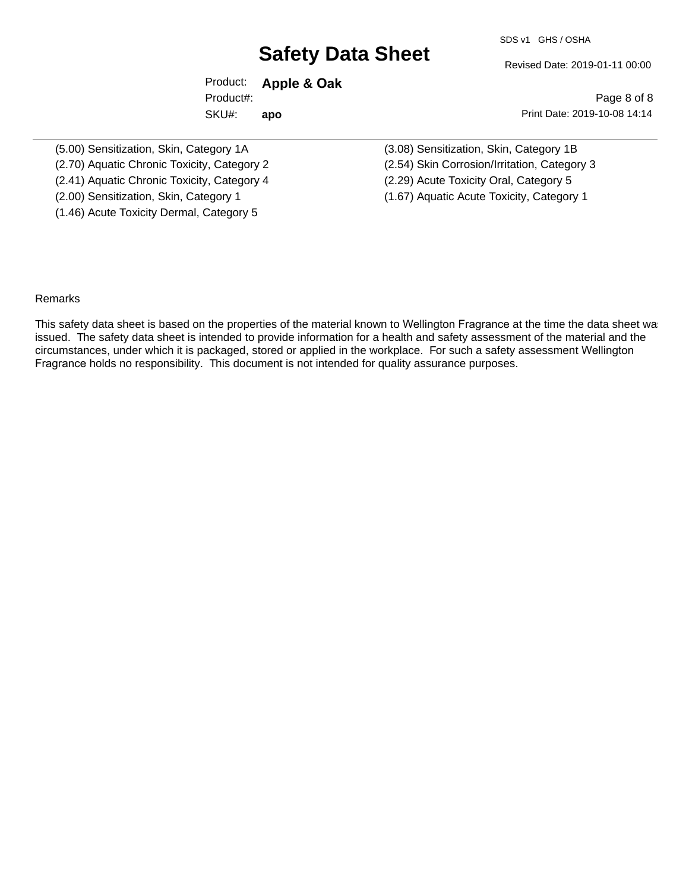(5.00) Sensitization, Skin, Category 1A
(3.08) Sensitization, Skin, Category 1B
(2.70) Aquatic Chronic Toxicity, Category 2
(2.54) Skin Corrosion/Irritation, Category 3
(2.41) Aquatic Chronic Toxicity, Category 4
(2.29) Acute Toxicity Oral, Category 5
(2.00) Sensitization, Skin, Category 1
(1.67) Aquatic Acute Toxicity, Category 1
(1.46) Acute Toxicity Dermal, Category 5

Remarks

This safety data sheet is based on the properties of the material known to Wellington Fragrance at the time the data sheet was issued. The safety data sheet is intended to provide information for a health and safety assessment of the material and the circumstances, under which it is packaged, stored or applied in the workplace. For such a safety assessment Wellington Fragrance holds no responsibility. This document is not intended for quality assurance purposes.